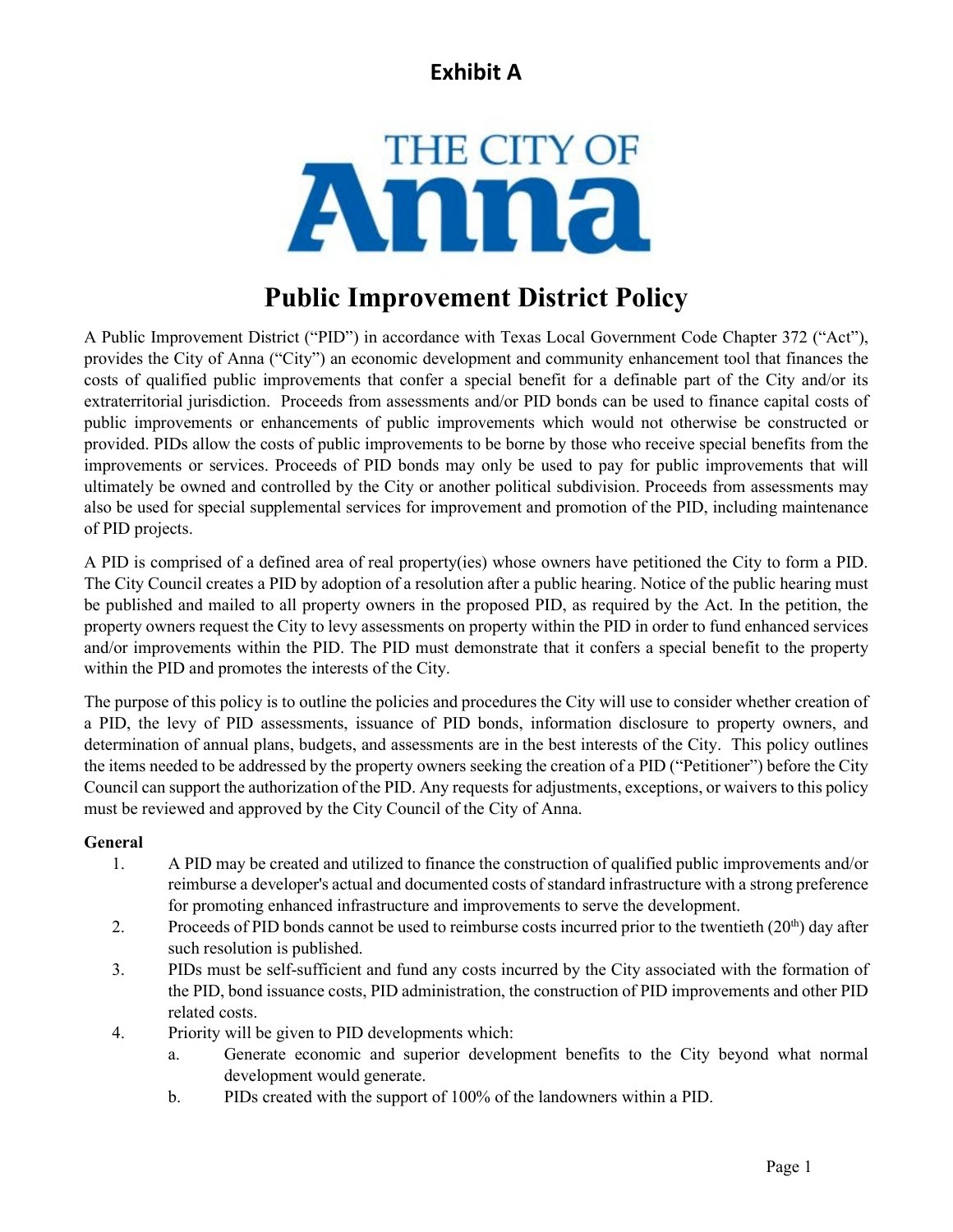# Exhibit A

THE CITY OF
Anna

# Public Improvement District Policy

A Public Improvement District ("PID") in accordance with Texas Local Government Code Chapter 372 ("Act"), provides the City of Anna ("City") an economic development and community enhancement tool that finances the costs of qualified public improvements that confer a special benefit for a definable part of the City and/or its extraterritorial jurisdiction. Proceeds from assessments and/or PID bonds can be used to finance capital costs of public improvements or enhancements of public improvements which would not otherwise be constructed or provided. PIDs allow the costs of public improvements to be borne by those who receive special benefits from the improvements or services. Proceeds of PID bonds may only be used to pay for public improvements that will ultimately be owned and controlled by the City or another political subdivision. Proceeds from assessments may also be used for special supplemental services for improvement and promotion of the PID, including maintenance of PID projects.

A PID is comprised of a defined area of real property(ies) whose owners have petitioned the City to form a PID. The City Council creates a PID by adoption of a resolution after a public hearing. Notice of the public hearing must be published and mailed to all property owners in the proposed PID, as required by the Act. In the petition, the property owners request the City to levy assessments on property within the PID in order to fund enhanced services and/or improvements within the PID. The PID must demonstrate that it confers a special benefit to the property within the PID and promotes the interests of the City.

The purpose of this policy is to outline the policies and procedures the City will use to consider whether creation of a PID, the levy of PID assessments, issuance of PID bonds, information disclosure to property owners, and determination of annual plans, budgets, and assessments are in the best interests of the City. This policy outlines the items needed to be addressed by the property owners seeking the creation of a PID ("Petitioner") before the City Council can support the authorization of the PID. Any requests for adjustments, exceptions, or waivers to this policy must be reviewed and approved by the City Council of the City of Anna.

**General**

1. A PID may be created and utilized to finance the construction of qualified public improvements and/or reimburse a developer's actual and documented costs of standard infrastructure with a strong preference for promoting enhanced infrastructure and improvements to serve the development.
2. Proceeds of PID bonds cannot be used to reimburse costs incurred prior to the twentieth (20th) day after such resolution is published.
3. PIDs must be self-sufficient and fund any costs incurred by the City associated with the formation of the PID, bond issuance costs, PID administration, the construction of PID improvements and other PID related costs.
4. Priority will be given to PID developments which:
   a. Generate economic and superior development benefits to the City beyond what normal development would generate.
   b. PIDs created with the support of 100% of the landowners within a PID.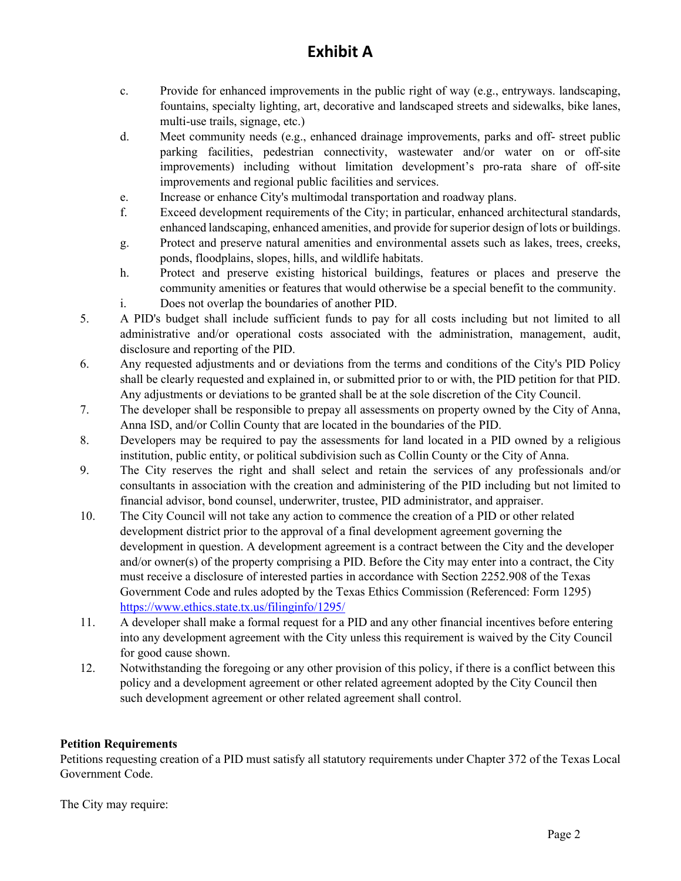# Exhibit A

c. Provide for enhanced improvements in the public right of way (e.g., entryways. landscaping, fountains, specialty lighting, art, decorative and landscaped streets and sidewalks, bike lanes, multi-use trails, signage, etc.)

d. Meet community needs (e.g., enhanced drainage improvements, parks and off- street public parking facilities, pedestrian connectivity, wastewater and/or water on or off-site improvements) including without limitation development's pro-rata share of off-site improvements and regional public facilities and services.

e. Increase or enhance City's multimodal transportation and roadway plans.

f. Exceed development requirements of the City; in particular, enhanced architectural standards, enhanced landscaping, enhanced amenities, and provide for superior design of lots or buildings.

g. Protect and preserve natural amenities and environmental assets such as lakes, trees, creeks, ponds, floodplains, slopes, hills, and wildlife habitats.

h. Protect and preserve existing historical buildings, features or places and preserve the community amenities or features that would otherwise be a special benefit to the community.

i. Does not overlap the boundaries of another PID.

5. A PID's budget shall include sufficient funds to pay for all costs including but not limited to all administrative and/or operational costs associated with the administration, management, audit, disclosure and reporting of the PID.

6. Any requested adjustments and or deviations from the terms and conditions of the City's PID Policy shall be clearly requested and explained in, or submitted prior to or with, the PID petition for that PID. Any adjustments or deviations to be granted shall be at the sole discretion of the City Council.

7. The developer shall be responsible to prepay all assessments on property owned by the City of Anna, Anna ISD, and/or Collin County that are located in the boundaries of the PID.

8. Developers may be required to pay the assessments for land located in a PID owned by a religious institution, public entity, or political subdivision such as Collin County or the City of Anna.

9. The City reserves the right and shall select and retain the services of any professionals and/or consultants in association with the creation and administering of the PID including but not limited to financial advisor, bond counsel, underwriter, trustee, PID administrator, and appraiser.

10. The City Council will not take any action to commence the creation of a PID or other related development district prior to the approval of a final development agreement governing the development in question. A development agreement is a contract between the City and the developer and/or owner(s) of the property comprising a PID. Before the City may enter into a contract, the City must receive a disclosure of interested parties in accordance with Section 2252.908 of the Texas Government Code and rules adopted by the Texas Ethics Commission (Referenced: Form 1295) https://www.ethics.state.tx.us/filinginfo/1295/

11. A developer shall make a formal request for a PID and any other financial incentives before entering into any development agreement with the City unless this requirement is waived by the City Council for good cause shown.

12. Notwithstanding the foregoing or any other provision of this policy, if there is a conflict between this policy and a development agreement or other related agreement adopted by the City Council then such development agreement or other related agreement shall control.

**Petition Requirements**

Petitions requesting creation of a PID must satisfy all statutory requirements under Chapter 372 of the Texas Local Government Code.

The City may require: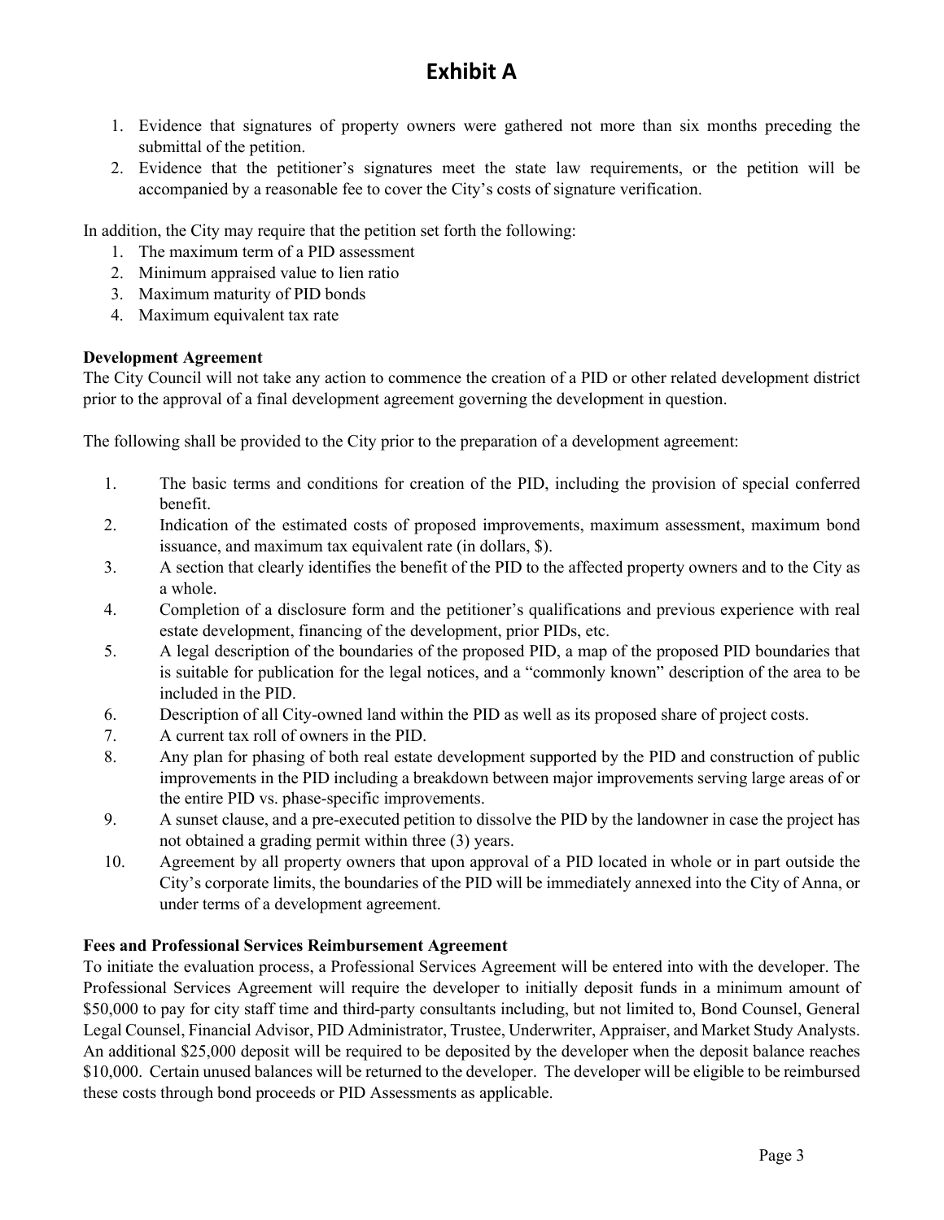# Exhibit A

1. Evidence that signatures of property owners were gathered not more than six months preceding the submittal of the petition.
2. Evidence that the petitioner's signatures meet the state law requirements, or the petition will be accompanied by a reasonable fee to cover the City's costs of signature verification.

In addition, the City may require that the petition set forth the following:

1. The maximum term of a PID assessment
2. Minimum appraised value to lien ratio
3. Maximum maturity of PID bonds
4. Maximum equivalent tax rate

**Development Agreement**

The City Council will not take any action to commence the creation of a PID or other related development district prior to the approval of a final development agreement governing the development in question.

The following shall be provided to the City prior to the preparation of a development agreement:

1. The basic terms and conditions for creation of the PID, including the provision of special conferred benefit.
2. Indication of the estimated costs of proposed improvements, maximum assessment, maximum bond issuance, and maximum tax equivalent rate (in dollars, $).
3. A section that clearly identifies the benefit of the PID to the affected property owners and to the City as a whole.
4. Completion of a disclosure form and the petitioner's qualifications and previous experience with real estate development, financing of the development, prior PIDs, etc.
5. A legal description of the boundaries of the proposed PID, a map of the proposed PID boundaries that is suitable for publication for the legal notices, and a "commonly known" description of the area to be included in the PID.
6. Description of all City-owned land within the PID as well as its proposed share of project costs.
7. A current tax roll of owners in the PID.
8. Any plan for phasing of both real estate development supported by the PID and construction of public improvements in the PID including a breakdown between major improvements serving large areas of or the entire PID vs. phase-specific improvements.
9. A sunset clause, and a pre-executed petition to dissolve the PID by the landowner in case the project has not obtained a grading permit within three (3) years.
10. Agreement by all property owners that upon approval of a PID located in whole or in part outside the City's corporate limits, the boundaries of the PID will be immediately annexed into the City of Anna, or under terms of a development agreement.

**Fees and Professional Services Reimbursement Agreement**

To initiate the evaluation process, a Professional Services Agreement will be entered into with the developer. The Professional Services Agreement will require the developer to initially deposit funds in a minimum amount of $50,000 to pay for city staff time and third-party consultants including, but not limited to, Bond Counsel, General Legal Counsel, Financial Advisor, PID Administrator, Trustee, Underwriter, Appraiser, and Market Study Analysts. An additional $25,000 deposit will be required to be deposited by the developer when the deposit balance reaches $10,000. Certain unused balances will be returned to the developer. The developer will be eligible to be reimbursed these costs through bond proceeds or PID Assessments as applicable.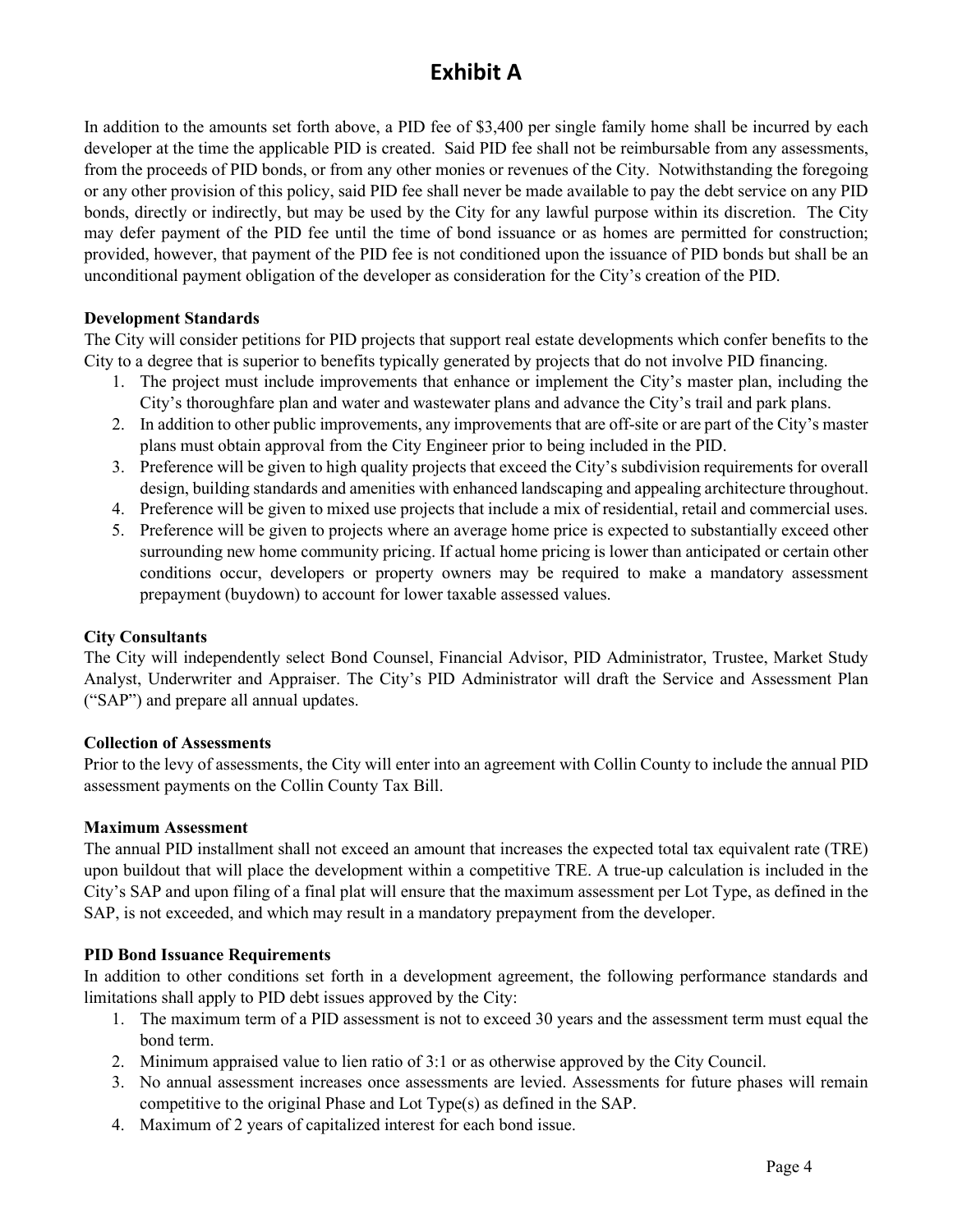# Exhibit A

In addition to the amounts set forth above, a PID fee of $3,400 per single family home shall be incurred by each developer at the time the applicable PID is created. Said PID fee shall not be reimbursable from any assessments, from the proceeds of PID bonds, or from any other monies or revenues of the City. Notwithstanding the foregoing or any other provision of this policy, said PID fee shall never be made available to pay the debt service on any PID bonds, directly or indirectly, but may be used by the City for any lawful purpose within its discretion. The City may defer payment of the PID fee until the time of bond issuance or as homes are permitted for construction; provided, however, that payment of the PID fee is not conditioned upon the issuance of PID bonds but shall be an unconditional payment obligation of the developer as consideration for the City's creation of the PID.

**Development Standards**

The City will consider petitions for PID projects that support real estate developments which confer benefits to the City to a degree that is superior to benefits typically generated by projects that do not involve PID financing.

1. The project must include improvements that enhance or implement the City's master plan, including the City's thoroughfare plan and water and wastewater plans and advance the City's trail and park plans.
2. In addition to other public improvements, any improvements that are off-site or are part of the City's master plans must obtain approval from the City Engineer prior to being included in the PID.
3. Preference will be given to high quality projects that exceed the City's subdivision requirements for overall design, building standards and amenities with enhanced landscaping and appealing architecture throughout.
4. Preference will be given to mixed use projects that include a mix of residential, retail and commercial uses.
5. Preference will be given to projects where an average home price is expected to substantially exceed other surrounding new home community pricing. If actual home pricing is lower than anticipated or certain other conditions occur, developers or property owners may be required to make a mandatory assessment prepayment (buydown) to account for lower taxable assessed values.

**City Consultants**

The City will independently select Bond Counsel, Financial Advisor, PID Administrator, Trustee, Market Study Analyst, Underwriter and Appraiser. The City's PID Administrator will draft the Service and Assessment Plan ("SAP") and prepare all annual updates.

**Collection of Assessments**

Prior to the levy of assessments, the City will enter into an agreement with Collin County to include the annual PID assessment payments on the Collin County Tax Bill.

**Maximum Assessment**

The annual PID installment shall not exceed an amount that increases the expected total tax equivalent rate (TRE) upon buildout that will place the development within a competitive TRE. A true-up calculation is included in the City's SAP and upon filing of a final plat will ensure that the maximum assessment per Lot Type, as defined in the SAP, is not exceeded, and which may result in a mandatory prepayment from the developer.

**PID Bond Issuance Requirements**

In addition to other conditions set forth in a development agreement, the following performance standards and limitations shall apply to PID debt issues approved by the City:

1. The maximum term of a PID assessment is not to exceed 30 years and the assessment term must equal the bond term.
2. Minimum appraised value to lien ratio of 3:1 or as otherwise approved by the City Council.
3. No annual assessment increases once assessments are levied. Assessments for future phases will remain competitive to the original Phase and Lot Type(s) as defined in the SAP.
4. Maximum of 2 years of capitalized interest for each bond issue.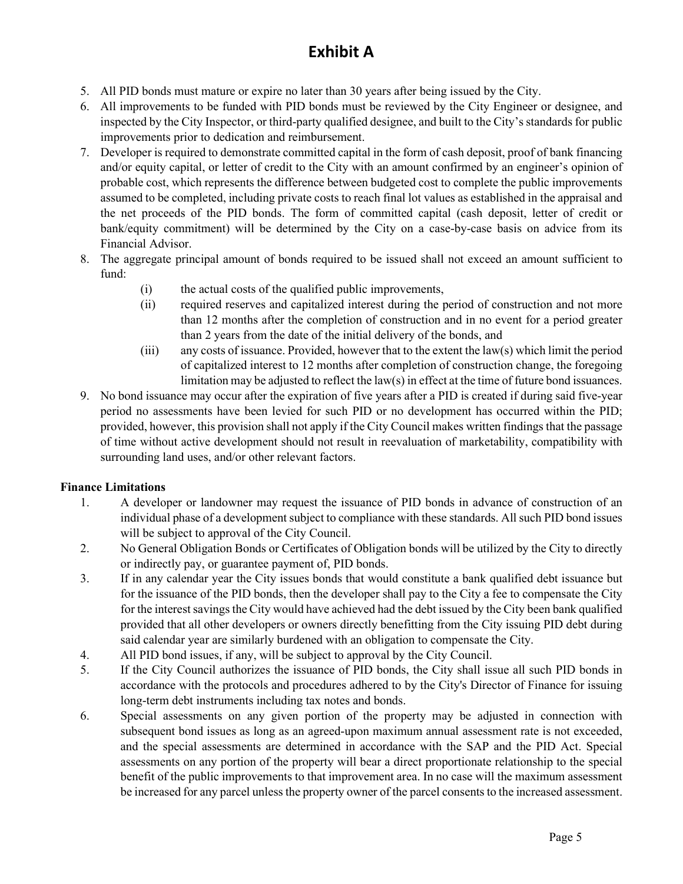# Exhibit A

5. All PID bonds must mature or expire no later than 30 years after being issued by the City.
6. All improvements to be funded with PID bonds must be reviewed by the City Engineer or designee, and inspected by the City Inspector, or third-party qualified designee, and built to the City's standards for public improvements prior to dedication and reimbursement.
7. Developer is required to demonstrate committed capital in the form of cash deposit, proof of bank financing and/or equity capital, or letter of credit to the City with an amount confirmed by an engineer's opinion of probable cost, which represents the difference between budgeted cost to complete the public improvements assumed to be completed, including private costs to reach final lot values as established in the appraisal and the net proceeds of the PID bonds. The form of committed capital (cash deposit, letter of credit or bank/equity commitment) will be determined by the City on a case-by-case basis on advice from its Financial Advisor.
8. The aggregate principal amount of bonds required to be issued shall not exceed an amount sufficient to fund:
   - (i) the actual costs of the qualified public improvements,
   - (ii) required reserves and capitalized interest during the period of construction and not more than 12 months after the completion of construction and in no event for a period greater than 2 years from the date of the initial delivery of the bonds, and
   - (iii) any costs of issuance. Provided, however that to the extent the law(s) which limit the period of capitalized interest to 12 months after completion of construction change, the foregoing limitation may be adjusted to reflect the law(s) in effect at the time of future bond issuances.
9. No bond issuance may occur after the expiration of five years after a PID is created if during said five-year period no assessments have been levied for such PID or no development has occurred within the PID; provided, however, this provision shall not apply if the City Council makes written findings that the passage of time without active development should not result in reevaluation of marketability, compatibility with surrounding land uses, and/or other relevant factors.

**Finance Limitations**

1. A developer or landowner may request the issuance of PID bonds in advance of construction of an individual phase of a development subject to compliance with these standards. All such PID bond issues will be subject to approval of the City Council.
2. No General Obligation Bonds or Certificates of Obligation bonds will be utilized by the City to directly or indirectly pay, or guarantee payment of, PID bonds.
3. If in any calendar year the City issues bonds that would constitute a bank qualified debt issuance but for the issuance of the PID bonds, then the developer shall pay to the City a fee to compensate the City for the interest savings the City would have achieved had the debt issued by the City been bank qualified provided that all other developers or owners directly benefitting from the City issuing PID debt during said calendar year are similarly burdened with an obligation to compensate the City.
4. All PID bond issues, if any, will be subject to approval by the City Council.
5. If the City Council authorizes the issuance of PID bonds, the City shall issue all such PID bonds in accordance with the protocols and procedures adhered to by the City's Director of Finance for issuing long-term debt instruments including tax notes and bonds.
6. Special assessments on any given portion of the property may be adjusted in connection with subsequent bond issues as long as an agreed-upon maximum annual assessment rate is not exceeded, and the special assessments are determined in accordance with the SAP and the PID Act. Special assessments on any portion of the property will bear a direct proportionate relationship to the special benefit of the public improvements to that improvement area. In no case will the maximum assessment be increased for any parcel unless the property owner of the parcel consents to the increased assessment.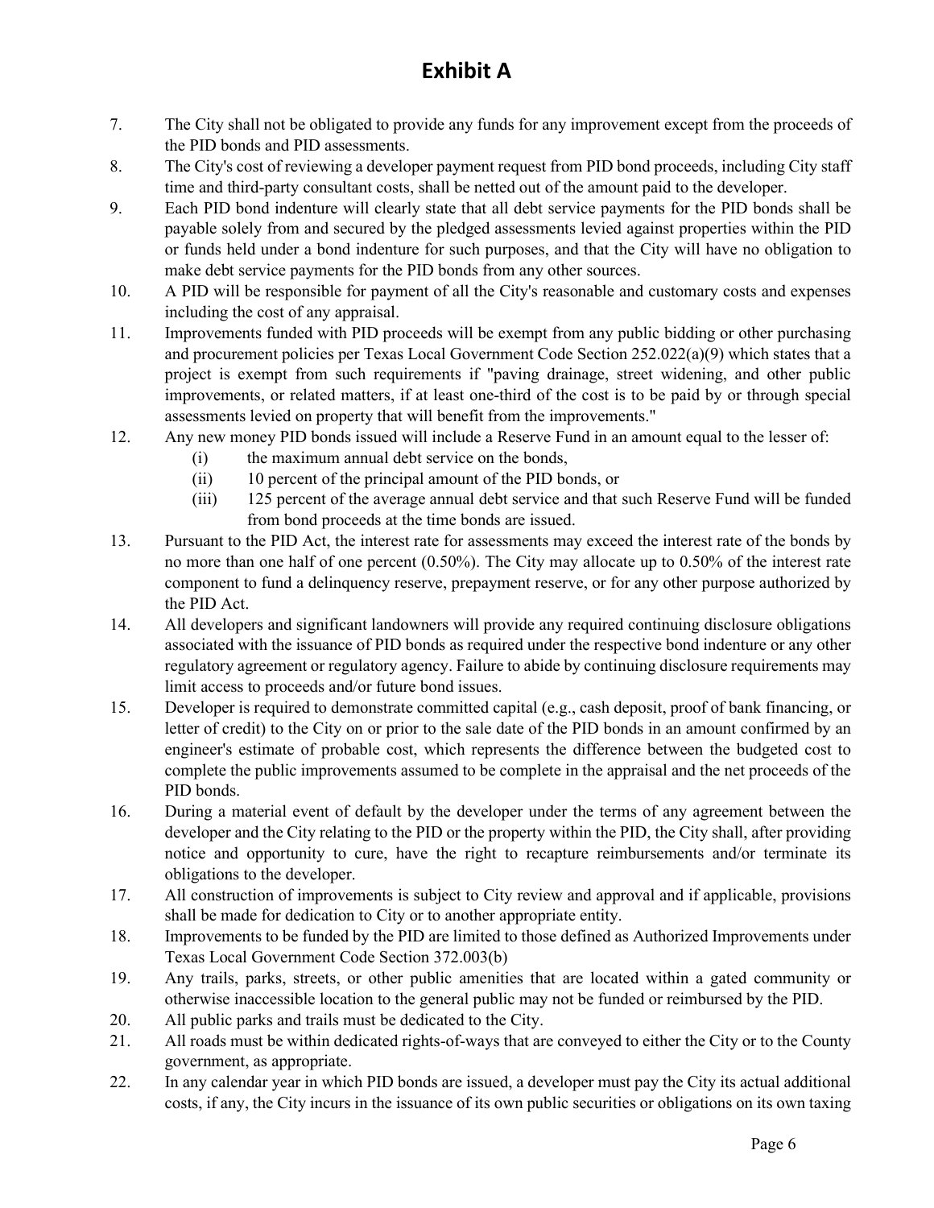# Exhibit A

7. The City shall not be obligated to provide any funds for any improvement except from the proceeds of the PID bonds and PID assessments.
8. The City's cost of reviewing a developer payment request from PID bond proceeds, including City staff time and third-party consultant costs, shall be netted out of the amount paid to the developer.
9. Each PID bond indenture will clearly state that all debt service payments for the PID bonds shall be payable solely from and secured by the pledged assessments levied against properties within the PID or funds held under a bond indenture for such purposes, and that the City will have no obligation to make debt service payments for the PID bonds from any other sources.
10. A PID will be responsible for payment of all the City's reasonable and customary costs and expenses including the cost of any appraisal.
11. Improvements funded with PID proceeds will be exempt from any public bidding or other purchasing and procurement policies per Texas Local Government Code Section 252.022(a)(9) which states that a project is exempt from such requirements if "paving drainage, street widening, and other public improvements, or related matters, if at least one-third of the cost is to be paid by or through special assessments levied on property that will benefit from the improvements."
12. Any new money PID bonds issued will include a Reserve Fund in an amount equal to the lesser of:
    - (i) the maximum annual debt service on the bonds,
    - (ii) 10 percent of the principal amount of the PID bonds, or
    - (iii) 125 percent of the average annual debt service and that such Reserve Fund will be funded from bond proceeds at the time bonds are issued.
13. Pursuant to the PID Act, the interest rate for assessments may exceed the interest rate of the bonds by no more than one half of one percent (0.50%). The City may allocate up to 0.50% of the interest rate component to fund a delinquency reserve, prepayment reserve, or for any other purpose authorized by the PID Act.
14. All developers and significant landowners will provide any required continuing disclosure obligations associated with the issuance of PID bonds as required under the respective bond indenture or any other regulatory agreement or regulatory agency. Failure to abide by continuing disclosure requirements may limit access to proceeds and/or future bond issues.
15. Developer is required to demonstrate committed capital (e.g., cash deposit, proof of bank financing, or letter of credit) to the City on or prior to the sale date of the PID bonds in an amount confirmed by an engineer's estimate of probable cost, which represents the difference between the budgeted cost to complete the public improvements assumed to be complete in the appraisal and the net proceeds of the PID bonds.
16. During a material event of default by the developer under the terms of any agreement between the developer and the City relating to the PID or the property within the PID, the City shall, after providing notice and opportunity to cure, have the right to recapture reimbursements and/or terminate its obligations to the developer.
17. All construction of improvements is subject to City review and approval and if applicable, provisions shall be made for dedication to City or to another appropriate entity.
18. Improvements to be funded by the PID are limited to those defined as Authorized Improvements under Texas Local Government Code Section 372.003(b)
19. Any trails, parks, streets, or other public amenities that are located within a gated community or otherwise inaccessible location to the general public may not be funded or reimbursed by the PID.
20. All public parks and trails must be dedicated to the City.
21. All roads must be within dedicated rights-of-ways that are conveyed to either the City or to the County government, as appropriate.
22. In any calendar year in which PID bonds are issued, a developer must pay the City its actual additional costs, if any, the City incurs in the issuance of its own public securities or obligations on its own taxing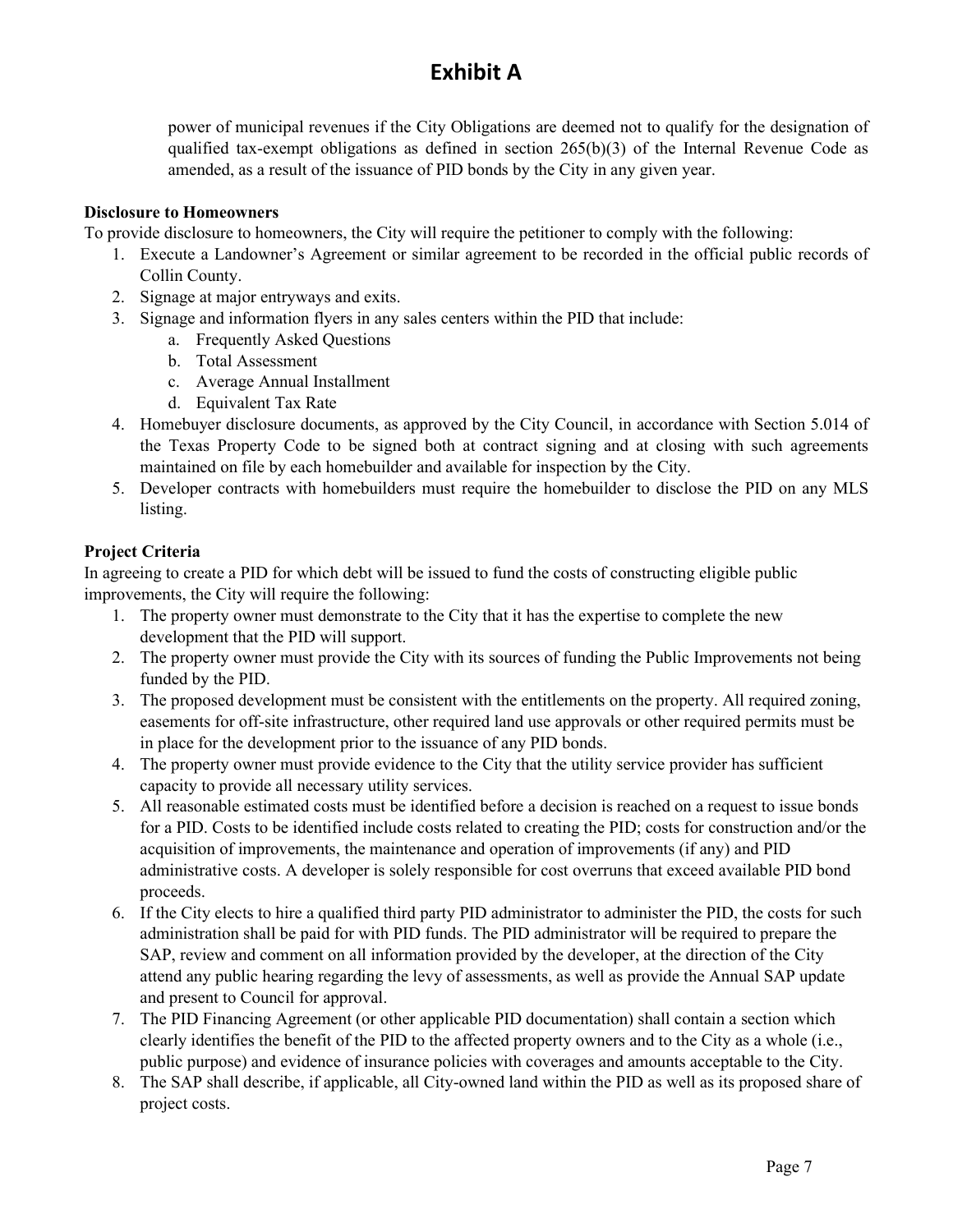power of municipal revenues if the City Obligations are deemed not to qualify for the designation of qualified tax-exempt obligations as defined in section 265(b)(3) of the Internal Revenue Code as amended, as a result of the issuance of PID bonds by the City in any given year.

**Disclosure to Homeowners**

To provide disclosure to homeowners, the City will require the petitioner to comply with the following:

1. Execute a Landowner's Agreement or similar agreement to be recorded in the official public records of Collin County.
2. Signage at major entryways and exits.
3. Signage and information flyers in any sales centers within the PID that include:
   a. Frequently Asked Questions
   b. Total Assessment
   c. Average Annual Installment
   d. Equivalent Tax Rate
4. Homebuyer disclosure documents, as approved by the City Council, in accordance with Section 5.014 of the Texas Property Code to be signed both at contract signing and at closing with such agreements maintained on file by each homebuilder and available for inspection by the City.
5. Developer contracts with homebuilders must require the homebuilder to disclose the PID on any MLS listing.

**Project Criteria**

In agreeing to create a PID for which debt will be issued to fund the costs of constructing eligible public improvements, the City will require the following:

1. The property owner must demonstrate to the City that it has the expertise to complete the new development that the PID will support.
2. The property owner must provide the City with its sources of funding the Public Improvements not being funded by the PID.
3. The proposed development must be consistent with the entitlements on the property. All required zoning, easements for off-site infrastructure, other required land use approvals or other required permits must be in place for the development prior to the issuance of any PID bonds.
4. The property owner must provide evidence to the City that the utility service provider has sufficient capacity to provide all necessary utility services.
5. All reasonable estimated costs must be identified before a decision is reached on a request to issue bonds for a PID. Costs to be identified include costs related to creating the PID; costs for construction and/or the acquisition of improvements, the maintenance and operation of improvements (if any) and PID administrative costs. A developer is solely responsible for cost overruns that exceed available PID bond proceeds.
6. If the City elects to hire a qualified third party PID administrator to administer the PID, the costs for such administration shall be paid for with PID funds. The PID administrator will be required to prepare the SAP, review and comment on all information provided by the developer, at the direction of the City attend any public hearing regarding the levy of assessments, as well as provide the Annual SAP update and present to Council for approval.
7. The PID Financing Agreement (or other applicable PID documentation) shall contain a section which clearly identifies the benefit of the PID to the affected property owners and to the City as a whole (i.e., public purpose) and evidence of insurance policies with coverages and amounts acceptable to the City.
8. The SAP shall describe, if applicable, all City-owned land within the PID as well as its proposed share of project costs.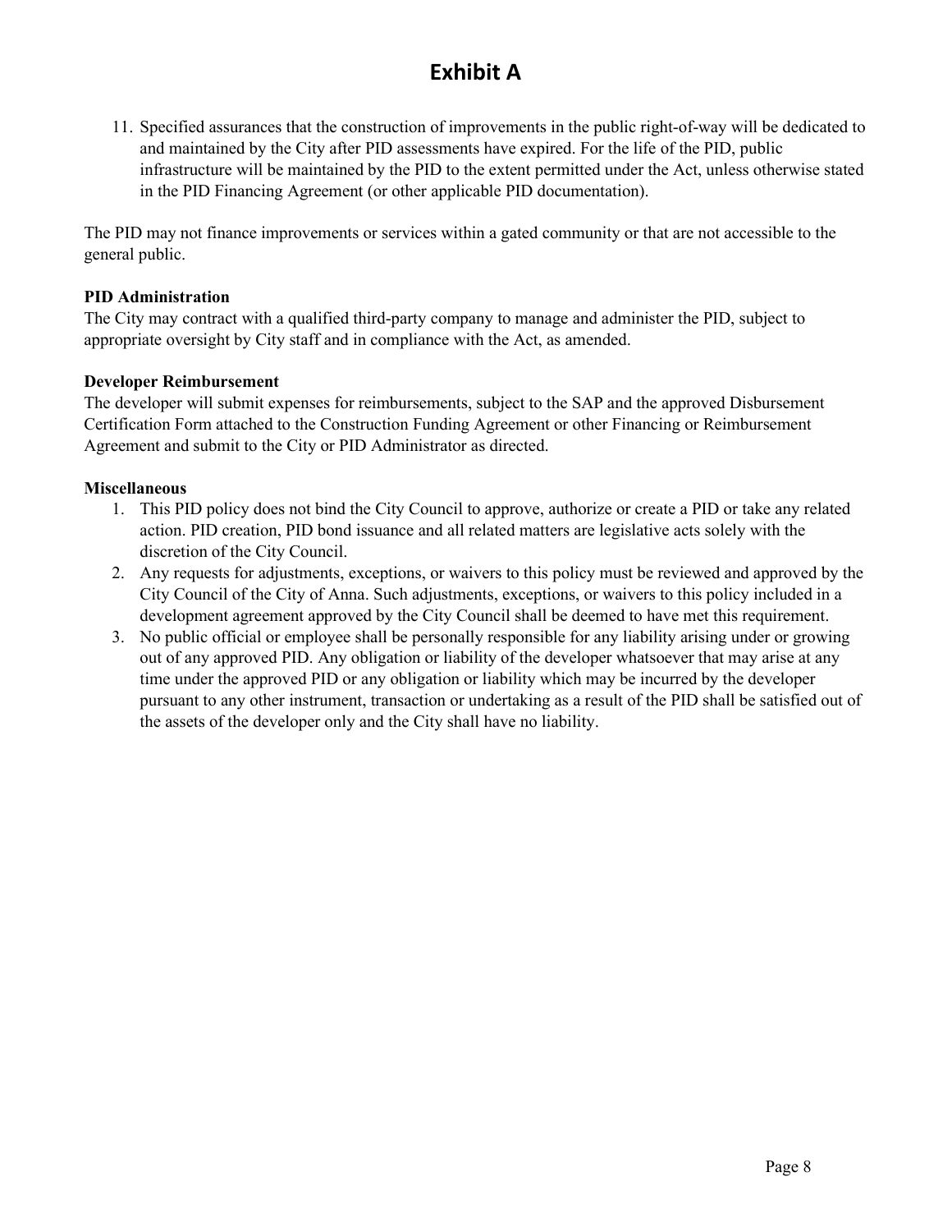# Exhibit A

11. Specified assurances that the construction of improvements in the public right-of-way will be dedicated to and maintained by the City after PID assessments have expired. For the life of the PID, public infrastructure will be maintained by the PID to the extent permitted under the Act, unless otherwise stated in the PID Financing Agreement (or other applicable PID documentation).

The PID may not finance improvements or services within a gated community or that are not accessible to the general public.

**PID Administration**
The City may contract with a qualified third-party company to manage and administer the PID, subject to appropriate oversight by City staff and in compliance with the Act, as amended.

**Developer Reimbursement**
The developer will submit expenses for reimbursements, subject to the SAP and the approved Disbursement Certification Form attached to the Construction Funding Agreement or other Financing or Reimbursement Agreement and submit to the City or PID Administrator as directed.

**Miscellaneous**

1. This PID policy does not bind the City Council to approve, authorize or create a PID or take any related action. PID creation, PID bond issuance and all related matters are legislative acts solely with the discretion of the City Council.
2. Any requests for adjustments, exceptions, or waivers to this policy must be reviewed and approved by the City Council of the City of Anna. Such adjustments, exceptions, or waivers to this policy included in a development agreement approved by the City Council shall be deemed to have met this requirement.
3. No public official or employee shall be personally responsible for any liability arising under or growing out of any approved PID. Any obligation or liability of the developer whatsoever that may arise at any time under the approved PID or any obligation or liability which may be incurred by the developer pursuant to any other instrument, transaction or undertaking as a result of the PID shall be satisfied out of the assets of the developer only and the City shall have no liability.